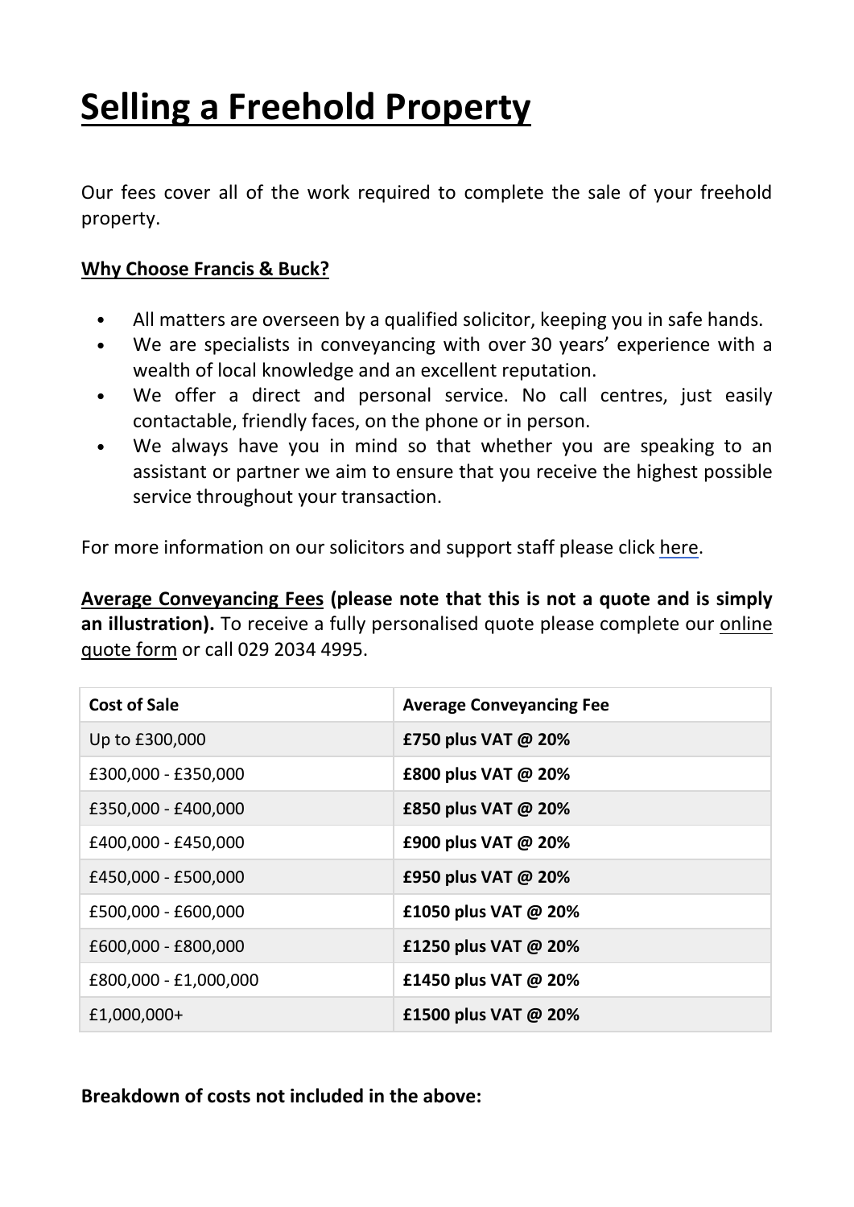# Selling a Freehold Property

Our fees cover all of the work required to complete the sale of your freehold property.

**Why Choose Francis & Buck?**

- All matters are overseen by a qualified solicitor, keeping you in safe hands.
- We are specialists in conveyancing with over 30 years' experience with a wealth of local knowledge and an excellent reputation.
- We offer a direct and personal service. No call centres, just easily contactable, friendly faces, on the phone or in person.
- We always have you in mind so that whether you are speaking to an assistant or partner we aim to ensure that you receive the highest possible service throughout your transaction.

For more information on our solicitors and support staff please click here.

**Average Conveyancing Fees (please note that this is not a quote and is simply an illustration).** To receive a fully personalised quote please complete our online quote form or call 029 2034 4995.

| Cost of Sale | Average Conveyancing Fee |
|---|---|
| Up to £300,000 | **£750 plus VAT @ 20%** |
| £300,000 - £350,000 | **£800 plus VAT @ 20%** |
| £350,000 - £400,000 | **£850 plus VAT @ 20%** |
| £400,000 - £450,000 | **£900 plus VAT @ 20%** |
| £450,000 - £500,000 | **£950 plus VAT @ 20%** |
| £500,000 - £600,000 | **£1050 plus VAT @ 20%** |
| £600,000 - £800,000 | **£1250 plus VAT @ 20%** |
| £800,000 - £1,000,000 | **£1450 plus VAT @ 20%** |
| £1,000,000+ | **£1500 plus VAT @ 20%** |

**Breakdown of costs not included in the above:**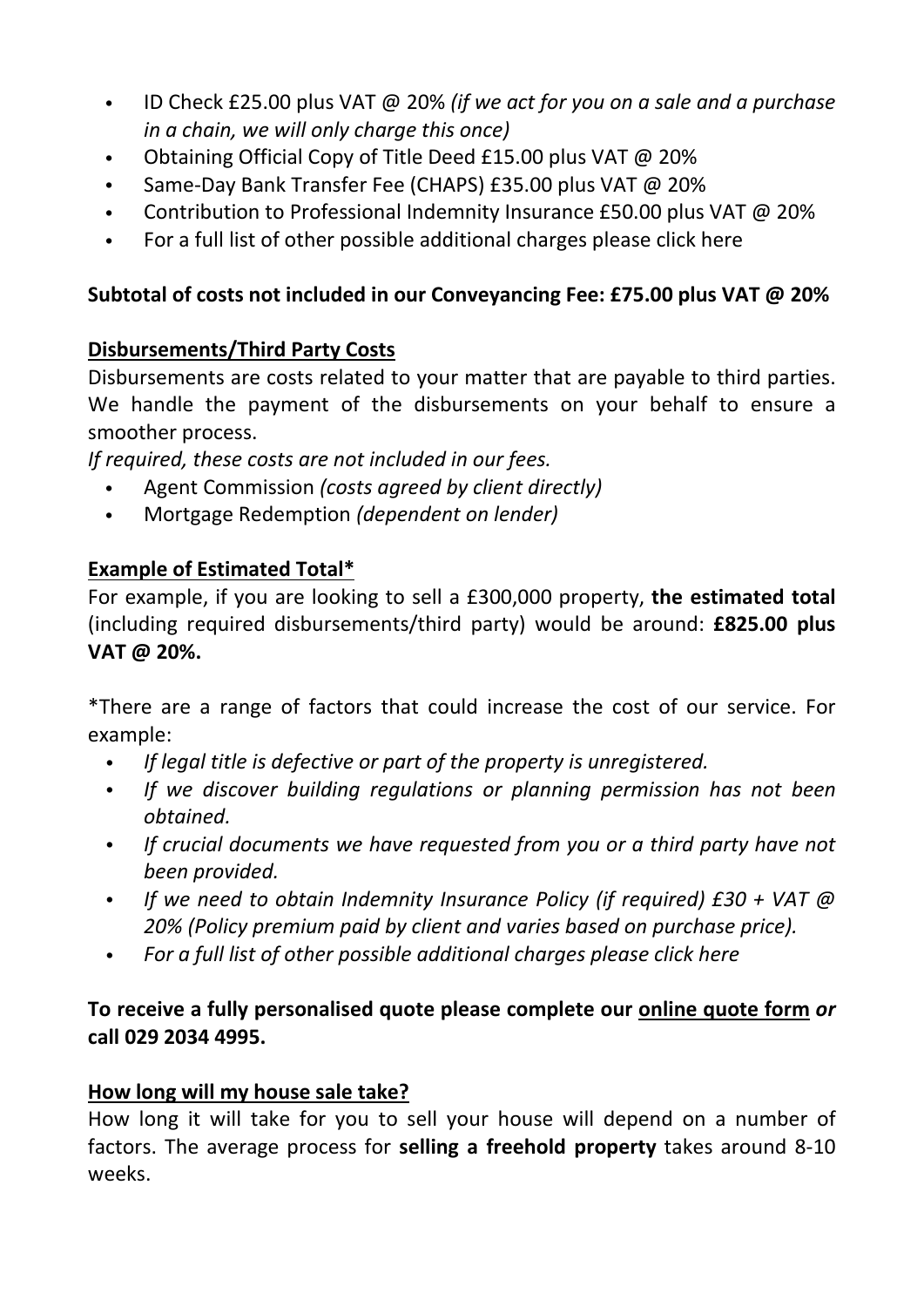- ID Check £25.00 plus VAT @ 20% *(if we act for you on a sale and a purchase in a chain, we will only charge this once)*
- Obtaining Official Copy of Title Deed £15.00 plus VAT @ 20%
- Same-Day Bank Transfer Fee (CHAPS) £35.00 plus VAT @ 20%
- Contribution to Professional Indemnity Insurance £50.00 plus VAT @ 20%
- For a full list of other possible additional charges please click here

**Subtotal of costs not included in our Conveyancing Fee: £75.00 plus VAT @ 20%**

## Disbursements/Third Party Costs

Disbursements are costs related to your matter that are payable to third parties. We handle the payment of the disbursements on your behalf to ensure a smoother process.

*If required, these costs are not included in our fees.*

- Agent Commission *(costs agreed by client directly)*
- Mortgage Redemption *(dependent on lender)*

## Example of Estimated Total*

For example, if you are looking to sell a £300,000 property, **the estimated total** (including required disbursements/third party) would be around: **£825.00 plus VAT @ 20%.**

*There are a range of factors that could increase the cost of our service. For example:

- *If legal title is defective or part of the property is unregistered.*
- *If we discover building regulations or planning permission has not been obtained.*
- *If crucial documents we have requested from you or a third party have not been provided.*
- *If we need to obtain Indemnity Insurance Policy (if required) £30 + VAT @ 20% (Policy premium paid by client and varies based on purchase price).*
- *For a full list of other possible additional charges please click here*

**To receive a fully personalised quote please complete our online quote form *or* call 029 2034 4995.**

## How long will my house sale take?

How long it will take for you to sell your house will depend on a number of factors. The average process for **selling a freehold property** takes around 8-10 weeks.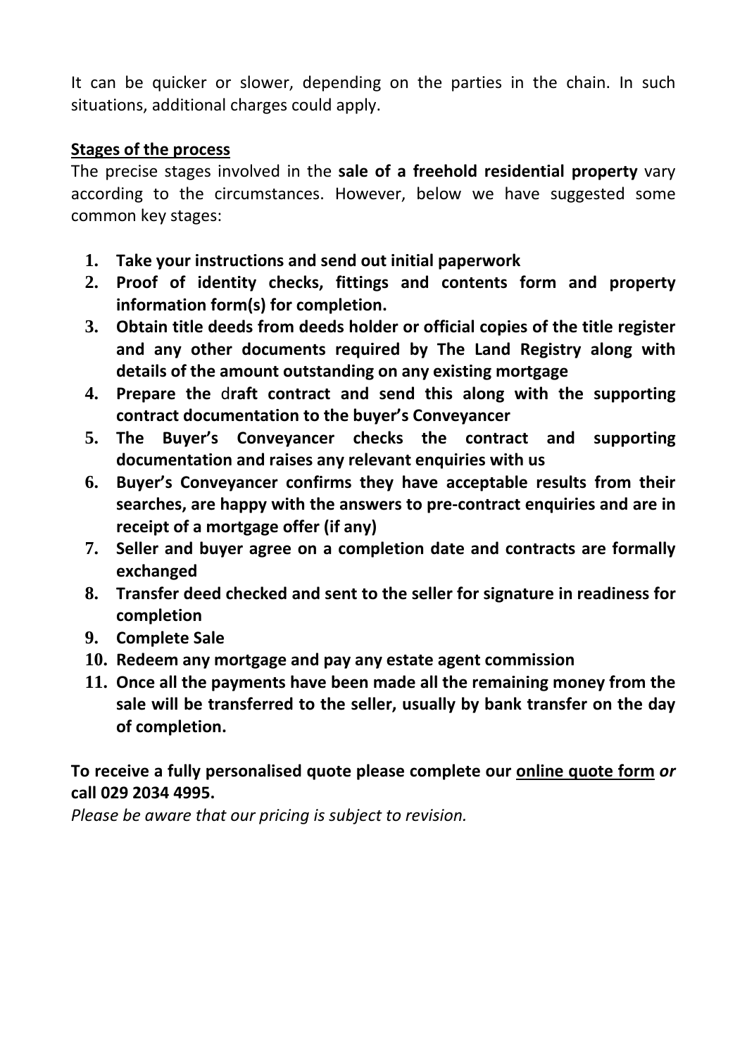It can be quicker or slower, depending on the parties in the chain. In such situations, additional charges could apply.

**Stages of the process**

The precise stages involved in the **sale of a freehold residential property** vary according to the circumstances. However, below we have suggested some common key stages:

1. **Take your instructions and send out initial paperwork**
2. **Proof of identity checks, fittings and contents form and property information form(s) for completion.**
3. **Obtain title deeds from deeds holder or official copies of the title register and any other documents required by The Land Registry along with details of the amount outstanding on any existing mortgage**
4. **Prepare the** d**raft contract and send this along with the supporting contract documentation to the buyer's Conveyancer**
5. **The Buyer's Conveyancer checks the contract and supporting documentation and raises any relevant enquiries with us**
6. **Buyer's Conveyancer confirms they have acceptable results from their searches, are happy with the answers to pre-contract enquiries and are in receipt of a mortgage offer (if any)**
7. **Seller and buyer agree on a completion date and contracts are formally exchanged**
8. **Transfer deed checked and sent to the seller for signature in readiness for completion**
9. **Complete Sale**
10. **Redeem any mortgage and pay any estate agent commission**
11. **Once all the payments have been made all the remaining money from the sale will be transferred to the seller, usually by bank transfer on the day of completion.**

**To receive a fully personalised quote please complete our online quote form *or* call 029 2034 4995.**

*Please be aware that our pricing is subject to revision.*